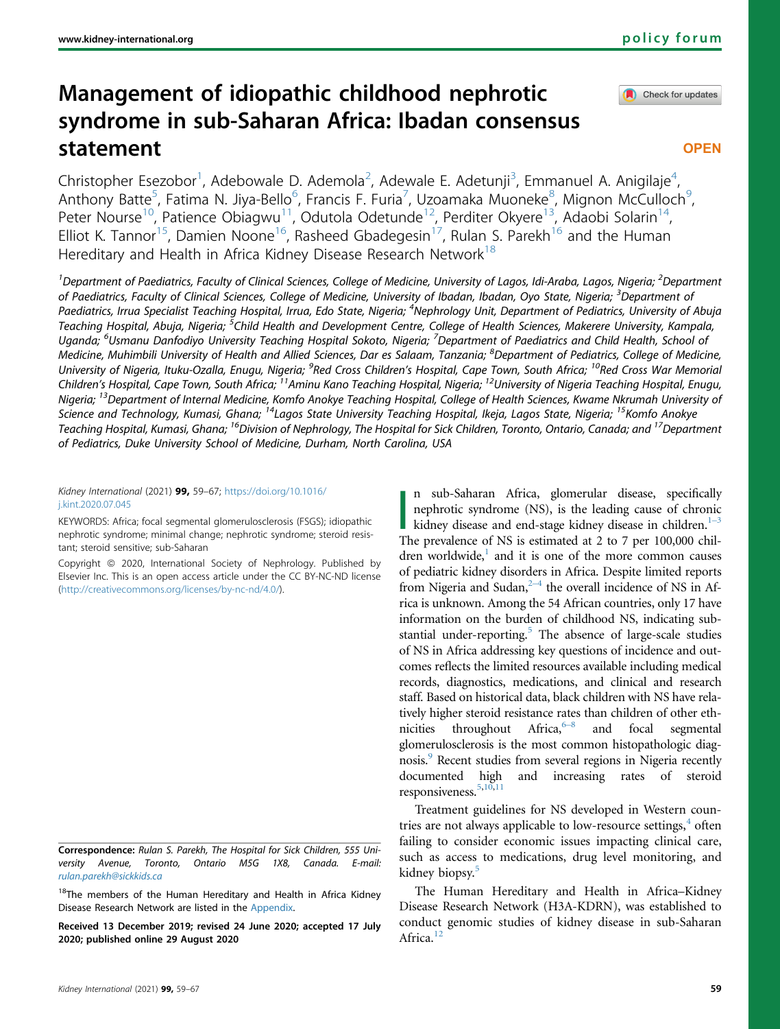# Management of idiopathic childhood nephrotic syndrome in sub-Saharan Africa: Ibadan consensus statement

Christopher Esezobor[1], Adebowale D. Ademola[2], Adewale E. Adetunji[3], Emmanuel A. Anigilaje[4], Anthony Batte[5], Fatima N. Jiya-Bello[6], Francis F. Furia[7], Uzoamaka Muoneke[8], Mignon McCulloch[9], Peter Nourse[10], Patience Obiagwu[11], Odutola Odetunde[12], Perditer Okyere[13], Adaobi Solarin[14], Elliot K. Tannor[15], Damien Noone[16], Rasheed Gbadegesin[17], Rulan S. Parekh[16] and the Human Hereditary and Health in Africa Kidney Disease Research Network[18]

[1]Department of Paediatrics, Faculty of Clinical Sciences, College of Medicine, University of Lagos, Idi-Araba, Lagos, Nigeria; [2]Department of Paediatrics, Faculty of Clinical Sciences, College of Medicine, University of Ibadan, Ibadan, Oyo State, Nigeria; [3]Department of Paediatrics, Irrua Specialist Teaching Hospital, Irrua, Edo State, Nigeria; [4]Nephrology Unit, Department of Pediatrics, University of Abuja Teaching Hospital, Abuja, Nigeria; [5]Child Health and Development Centre, College of Health Sciences, Makerere University, Kampala, Uganda; [6]Usmanu Danfodiyo University Teaching Hospital Sokoto, Nigeria; [7]Department of Paediatrics and Child Health, School of Medicine, Muhimbili University of Health and Allied Sciences, Dar es Salaam, Tanzania; [8]Department of Pediatrics, College of Medicine, University of Nigeria, Ituku-Ozalla, Enugu, Nigeria; [9]Red Cross Children's Hospital, Cape Town, South Africa; [10]Red Cross War Memorial Children's Hospital, Cape Town, South Africa; [11]Aminu Kano Teaching Hospital, Nigeria; [12]University of Nigeria Teaching Hospital, Enugu, Nigeria; [13]Department of Internal Medicine, Komfo Anokye Teaching Hospital, College of Health Sciences, Kwame Nkrumah University of Science and Technology, Kumasi, Ghana; [14]Lagos State University Teaching Hospital, Ikeja, Lagos State, Nigeria; [15]Komfo Anokye Teaching Hospital, Kumasi, Ghana; [16]Division of Nephrology, The Hospital for Sick Children, Toronto, Ontario, Canada; and [17]Department of Pediatrics, Duke University School of Medicine, Durham, North Carolina, USA

*Kidney International* (2021) **99**, 59–67; https://doi.org/10.1016/j.kint.2020.07.045

KEYWORDS: Africa; focal segmental glomerulosclerosis (FSGS); idiopathic nephrotic syndrome; minimal change; nephrotic syndrome; steroid resistant; steroid sensitive; sub-Saharan

Copyright © 2020, International Society of Nephrology. Published by Elsevier Inc. This is an open access article under the CC BY-NC-ND license (http://creativecommons.org/licenses/by-nc-nd/4.0/).

In sub-Saharan Africa, glomerular disease, specifically nephrotic syndrome (NS), is the leading cause of chronic kidney disease and end-stage kidney disease in children.[1–3] The prevalence of NS is estimated at 2 to 7 per 100,000 children worldwide,[1] and it is one of the more common causes of pediatric kidney disorders in Africa. Despite limited reports from Nigeria and Sudan,[2–4] the overall incidence of NS in Africa is unknown. Among the 54 African countries, only 17 have information on the burden of childhood NS, indicating substantial under-reporting.[5] The absence of large-scale studies of NS in Africa addressing key questions of incidence and outcomes reflects the limited resources available including medical records, diagnostics, medications, and clinical and research staff. Based on historical data, black children with NS have relatively higher steroid resistance rates than children of other ethnicities throughout Africa,[6–8] and focal segmental glomerulosclerosis is the most common histopathologic diagnosis.[9] Recent studies from several regions in Nigeria recently documented high and increasing rates of steroid responsiveness.[5,10,11]

Treatment guidelines for NS developed in Western countries are not always applicable to low-resource settings,[4] often failing to consider economic issues impacting clinical care, such as access to medications, drug level monitoring, and kidney biopsy.[5]

The Human Hereditary and Health in Africa–Kidney Disease Research Network (H3A-KDRN), was established to conduct genomic studies of kidney disease in sub-Saharan Africa.[12]

**Correspondence:** Rulan S. Parekh, The Hospital for Sick Children, 555 University Avenue, Toronto, Ontario M5G 1X8, Canada. E-mail: rulan.parekh@sickkids.ca

[18]The members of the Human Hereditary and Health in Africa Kidney Disease Research Network are listed in the Appendix.

**Received 13 December 2019; revised 24 June 2020; accepted 17 July 2020; published online 29 August 2020**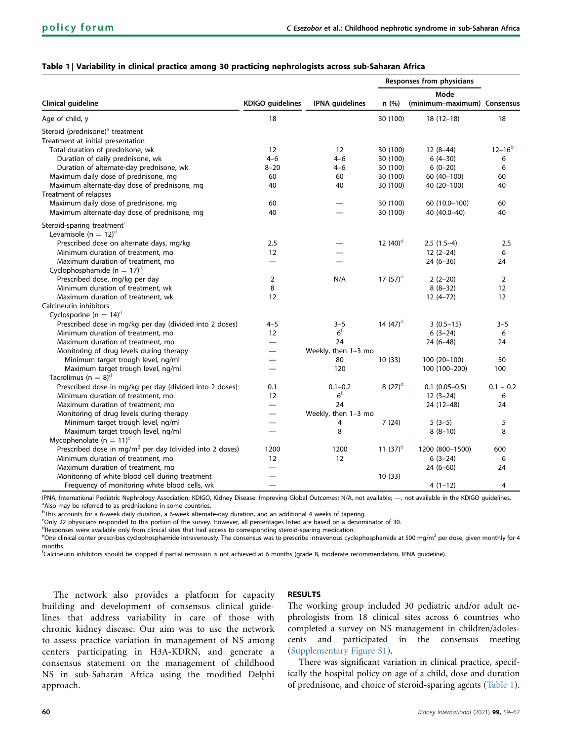**Table 1 | Variability in clinical practice among 30 practicing nephrologists across sub-Saharan Africa**

| Clinical guideline | KDIGO guidelines | IPNA guidelines | Responses from physicians | | Consensus |
|---|---|---|---|---|---|
| | | | n (%) | Mode (minimum–maximum) | |
| Age of child, y | 18 | | 30 (100) | 18 (12–18) | 18 |
| Steroid (prednisone)[a] treatment | | | | | |
| Treatment at initial presentation | | | | | |
| Total duration of prednisone, wk | 12 | 12 | 30 (100) | 12 (8–44) | 12–16[b] |
| Duration of daily prednisone, wk | 4–6 | 4–6 | 30 (100) | 6 (4–30) | 6 |
| Duration of alternate-day prednisone, wk | 8–20 | 4–6 | 30 (100) | 6 (0–20) | 6 |
| Maximum daily dose of prednisone, mg | 60 | 60 | 30 (100) | 60 (40–100) | 60 |
| Maximum alternate-day dose of prednisone, mg | 40 | 40 | 30 (100) | 40 (20–100) | 40 |
| Treatment of relapses | | | | | |
| Maximum daily dose of prednisone, mg | 60 | — | 30 (100) | 60 (10.0–100) | 60 |
| Maximum alternate-day dose of prednisone, mg | 40 | — | 30 (100) | 40 (40.0–40) | 40 |
| Steroid-sparing treatment[c] | | | | | |
| Levamisole (n = 12)[d] | | | | | |
| Prescribed dose on alternate days, mg/kg | 2.5 | — | 12 (40)[d] | 2.5 (1.5–4) | 2.5 |
| Minimum duration of treatment, mo | 12 | — | | 12 (2–24) | 6 |
| Maximum duration of treatment, mo | — | — | | 24 (6–36) | 24 |
| Cyclophosphamide (n = 17)[d,e] | | | | | |
| Prescribed dose, mg/kg per day | 2 | N/A | 17 (57)[d] | 2 (2–20) | 2 |
| Minimum duration of treatment, wk | 8 | | | 8 (8–32) | 12 |
| Maximum duration of treatment, wk | 12 | | | 12 (4–72) | 12 |
| Calcineurin inhibitors | | | | | |
| Cyclosporine (n = 14)[d] | | | | | |
| Prescribed dose in mg/kg per day (divided into 2 doses) | 4–5 | 3–5 | 14 (47)[d] | 3 (0.5–15) | 3–5 |
| Minimum duration of treatment, mo | 12 | 6[f] | | 6 (3–24) | 6 |
| Maximum duration of treatment, mo | — | 24 | | 24 (6–48) | 24 |
| Monitoring of drug levels during therapy | — | Weekly, then 1–3 mo | | | |
| Minimum target trough level, ng/ml | — | 80 | 10 (33) | 100 (20–100) | 50 |
| Maximum target trough level, ng/ml | — | 120 | | 100 (100–200) | 100 |
| Tacrolimus (n = 8)[d] | | | | | |
| Prescribed dose in mg/kg per day (divided into 2 doses) | 0.1 | 0.1–0.2 | 8 (27)[d] | 0.1 (0.05–0.5) | 0.1 – 0.2 |
| Minimum duration of treatment, mo | 12 | 6[f] | | 12 (3–24) | 6 |
| Maximum duration of treatment, mo | — | 24 | | 24 (12–48) | 24 |
| Monitoring of drug levels during therapy | — | Weekly, then 1–3 mo | | | |
| Minimum target trough level, ng/ml | — | 4 | 7 (24) | 5 (3–5) | 5 |
| Maximum target trough level, ng/ml | — | 8 | | 8 (8–10) | 8 |
| Mycophenolate (n = 11)[d] | | | | | |
| Prescribed dose in mg/m$^2$ per day (divided into 2 doses) | 1200 | 1200 | 11 (37)[d] | 1200 (800–1500) | 600 |
| Minimum duration of treatment, mo | 12 | 12 | | 6 (3–24) | 6 |
| Maximum duration of treatment, mo | — | | | 24 (6–60) | 24 |
| Monitoring of white blood cell during treatment | — | | 10 (33) | | |
| Frequency of monitoring white blood cells, wk | — | | | 4 (1–12) | 4 |

IPNA, International Pediatric Nephrology Association; KDIGO, Kidney Disease: Improving Global Outcomes; N/A, not available; —, not available in the KDIGO guidelines.
[a]Also may be referred to as prednisolone in some countries.
[b]This accounts for a 6-week daily duration, a 6-week alternate-day duration, and an additional 4 weeks of tapering.
[c]Only 22 physicians responded to this portion of the survey. However, all percentages listed are based on a denominator of 30.
[d]Responses were available only from clinical sites that had access to corresponding steroid-sparing medication.
[e]One clinical center prescribes cyclophosphamide intravenously. The consensus was to prescribe intravenous cyclophosphamide at 500 mg/m$^2$ per dose, given monthly for 4 months.
[f]Calcineurin inhibitors should be stopped if partial remission is not achieved at 6 months (grade B, moderate recommendation, IPNA guideline).

The network also provides a platform for capacity building and development of consensus clinical guidelines that address variability in care of those with chronic kidney disease. Our aim was to use the network to assess practice variation in management of NS among centers participating in H3A-KDRN, and generate a consensus statement on the management of childhood NS in sub-Saharan Africa using the modified Delphi approach.

## RESULTS

The working group included 30 pediatric and/or adult nephrologists from 18 clinical sites across 6 countries who completed a survey on NS management in children/adolescents and participated in the consensus meeting (Supplementary Figure S1).

There was significant variation in clinical practice, specifically the hospital policy on age of a child, dose and duration of prednisone, and choice of steroid-sparing agents (Table 1).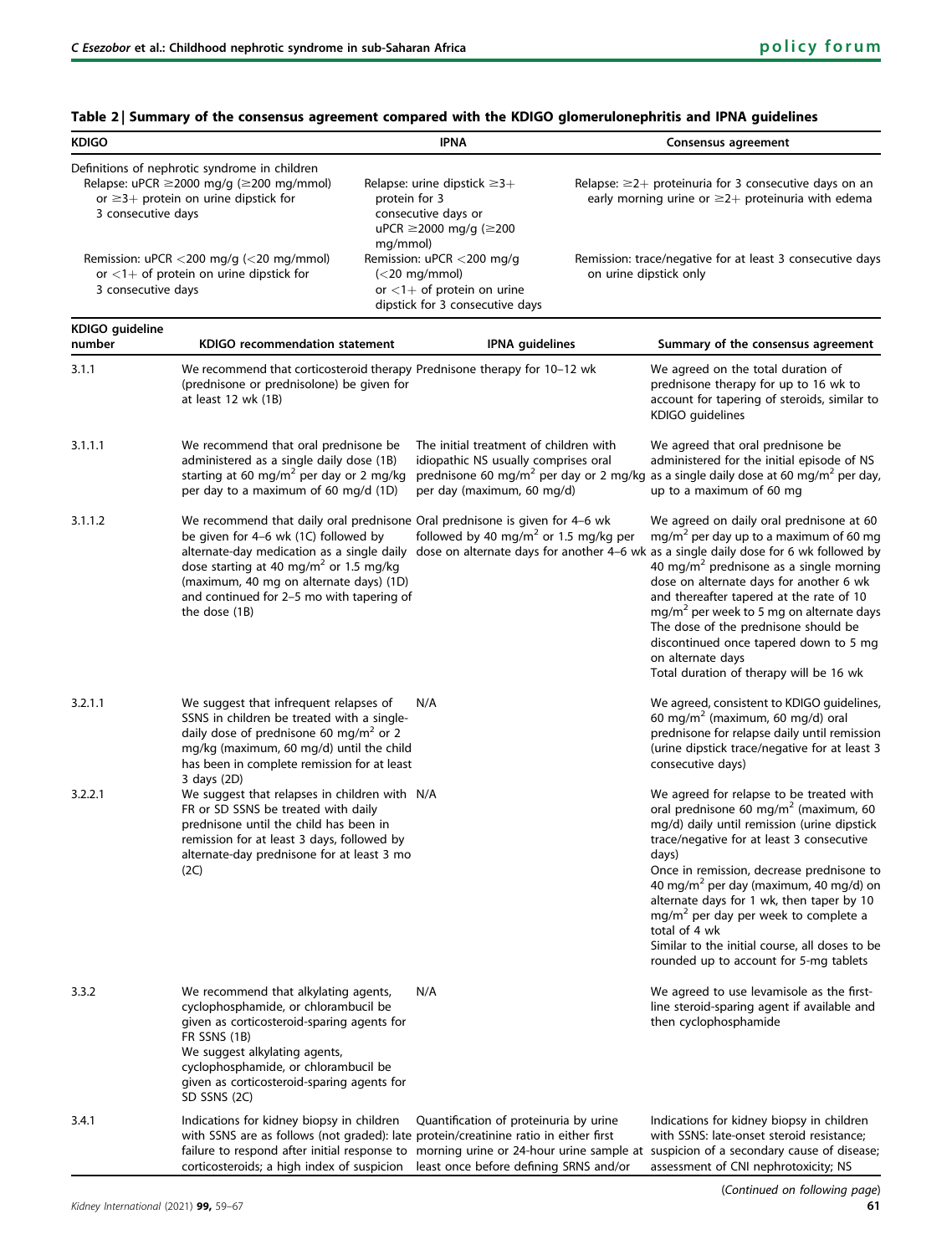## Table 2 | Summary of the consensus agreement compared with the KDIGO glomerulonephritis and IPNA guidelines

| KDIGO | IPNA | Consensus agreement |
|---|---|---|
| Definitions of nephrotic syndrome in children<br>Relapse: uPCR ≥2000 mg/g (≥200 mg/mmol) or ≥3+ protein on urine dipstick for 3 consecutive days | Relapse: urine dipstick ≥3+ protein for 3 consecutive days or uPCR ≥2000 mg/g (≥200 mg/mmol) | Relapse: ≥2+ proteinuria for 3 consecutive days on an early morning urine or ≥2+ proteinuria with edema |
| Remission: uPCR <200 mg/g (<20 mg/mmol) or <1+ of protein on urine dipstick for 3 consecutive days | Remission: uPCR <200 mg/g (<20 mg/mmol) or <1+ of protein on urine dipstick for 3 consecutive days | Remission: trace/negative for at least 3 consecutive days on urine dipstick only |

| KDIGO guideline number | KDIGO recommendation statement | IPNA guidelines | Summary of the consensus agreement |
|---|---|---|---|
| 3.1.1 | We recommend that corticosteroid therapy (prednisone or prednisolone) be given for at least 12 wk (1B) | Prednisone therapy for 10–12 wk | We agreed on the total duration of prednisone therapy for up to 16 wk to account for tapering of steroids, similar to KDIGO guidelines |
| 3.1.1.1 | We recommend that oral prednisone be administered as a single daily dose (1B) starting at 60 mg/m$^2$ per day or 2 mg/kg per day to a maximum of 60 mg/d (1D) | The initial treatment of children with idiopathic NS usually comprises oral prednisone 60 mg/m$^2$ per day or 2 mg/kg per day (maximum, 60 mg/d) | We agreed that oral prednisone be administered for the initial episode of NS as a single daily dose at 60 mg/m$^2$ per day, up to a maximum of 60 mg |
| 3.1.1.2 | We recommend that daily oral prednisone be given for 4–6 wk (1C) followed by alternate-day medication as a single daily dose starting at 40 mg/m$^2$ or 1.5 mg/kg (maximum, 40 mg on alternate days) (1D) and continued for 2–5 mo with tapering of the dose (1B) | Oral prednisone is given for 4–6 wk followed by 40 mg/m$^2$ or 1.5 mg/kg per dose on alternate days for another 4–6 wk | We agreed on daily oral prednisone at 60 mg/m$^2$ per day up to a maximum of 60 mg as a single daily dose for 6 wk followed by 40 mg/m$^2$ prednisone as a single morning dose on alternate days for another 6 wk and thereafter tapered at the rate of 10 mg/m$^2$ per week to 5 mg on alternate days<br>The dose of the prednisone should be discontinued once tapered down to 5 mg on alternate days<br>Total duration of therapy will be 16 wk |
| 3.2.1.1 | We suggest that infrequent relapses of SSNS in children be treated with a single-daily dose of prednisone 60 mg/m$^2$ or 2 mg/kg (maximum, 60 mg/d) until the child has been in complete remission for at least 3 days (2D) | N/A | We agreed, consistent to KDIGO guidelines, 60 mg/m$^2$ (maximum, 60 mg/d) oral prednisone for relapse daily until remission (urine dipstick trace/negative for at least 3 consecutive days) |
| 3.2.2.1 | We suggest that relapses in children with FR or SD SSNS be treated with daily prednisone until the child has been in remission for at least 3 days, followed by alternate-day prednisone for at least 3 mo (2C) | N/A | We agreed for relapse to be treated with oral prednisone 60 mg/m$^2$ (maximum, 60 mg/d) daily until remission (urine dipstick trace/negative for at least 3 consecutive days)<br>Once in remission, decrease prednisone to 40 mg/m$^2$ per day (maximum, 40 mg/d) on alternate days for 1 wk, then taper by 10 mg/m$^2$ per day per week to complete a total of 4 wk<br>Similar to the initial course, all doses to be rounded up to account for 5-mg tablets |
| 3.3.2 | We recommend that alkylating agents, cyclophosphamide, or chlorambucil be given as corticosteroid-sparing agents for FR SSNS (1B)<br>We suggest alkylating agents, cyclophosphamide, or chlorambucil be given as corticosteroid-sparing agents for SD SSNS (2C) | N/A | We agreed to use levamisole as the first-line steroid-sparing agent if available and then cyclophosphamide |
| 3.4.1 | Indications for kidney biopsy in children with SSNS are as follows (not graded): late failure to respond after initial response to corticosteroids; a high index of suspicion | Quantification of proteinuria by urine protein/creatinine ratio in either first morning urine or 24-hour urine sample at least once before defining SRNS and/or | Indications for kidney biopsy in children with SSNS: late-onset steroid resistance; suspicion of a secondary cause of disease; assessment of CNI nephrotoxicity; NS |

(Continued on following page)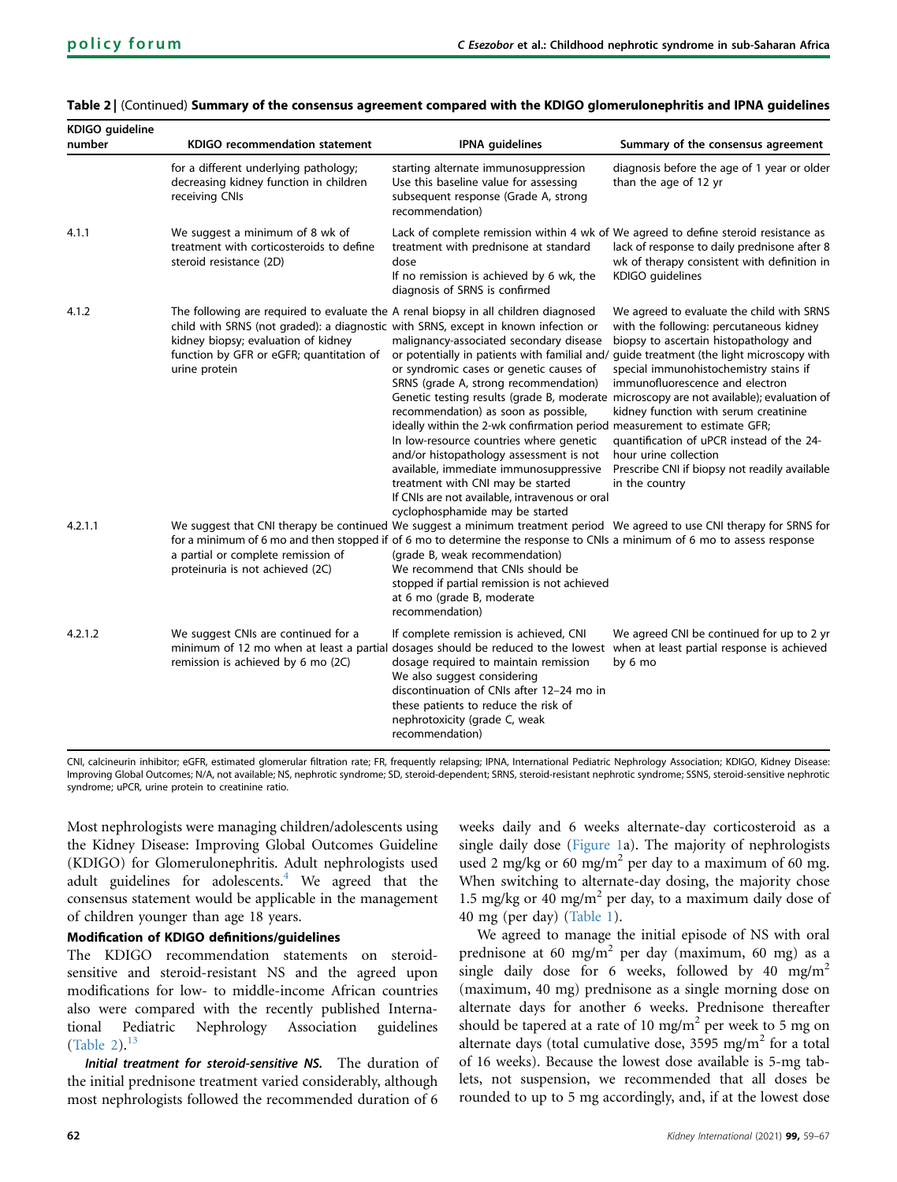**Table 2 | (Continued) Summary of the consensus agreement compared with the KDIGO glomerulonephritis and IPNA guidelines**

| KDIGO guideline number | KDIGO recommendation statement | IPNA guidelines | Summary of the consensus agreement |
|---|---|---|---|
| | for a different underlying pathology; decreasing kidney function in children receiving CNIs | starting alternate immunosuppression<br>Use this baseline value for assessing subsequent response (Grade A, strong recommendation) | diagnosis before the age of 1 year or older than the age of 12 yr |
| 4.1.1 | We suggest a minimum of 8 wk of treatment with corticosteroids to define steroid resistance (2D) | Lack of complete remission within 4 wk of treatment with prednisone at standard dose<br>If no remission is achieved by 6 wk, the diagnosis of SRNS is confirmed | We agreed to define steroid resistance as lack of response to daily prednisone after 8 wk of therapy consistent with definition in KDIGO guidelines |
| 4.1.2 | The following are required to evaluate the child with SRNS (not graded): a diagnostic kidney biopsy; evaluation of kidney function by GFR or eGFR; quantitation of urine protein | A renal biopsy in all children diagnosed with SRNS, except in known infection or malignancy-associated secondary disease or potentially in patients with familial and/or syndromic cases or genetic causes of SRNS (grade A, strong recommendation)<br>Genetic testing results (grade B, moderate recommendation) as soon as possible, ideally within the 2-wk confirmation period<br>In low-resource countries where genetic and/or histopathology assessment is not available, immediate immunosuppressive treatment with CNI may be started<br>If CNIs are not available, intravenous or oral cyclophosphamide may be started | We agreed to evaluate the child with SRNS with the following: percutaneous kidney biopsy to ascertain histopathology and guide treatment (the light microscopy with special immunohistochemistry stains if immunofluorescence and electron microscopy are not available); evaluation of kidney function with serum creatinine measurement to estimate GFR; quantification of uPCR instead of the 24-hour urine collection<br>Prescribe CNI if biopsy not readily available in the country |
| 4.2.1.1 | We suggest that CNI therapy be continued for a minimum of 6 mo and then stopped if a partial or complete remission of proteinuria is not achieved (2C) | We suggest a minimum treatment period of 6 mo to determine the response to CNIs (grade B, weak recommendation)<br>We recommend that CNIs should be stopped if partial remission is not achieved at 6 mo (grade B, moderate recommendation) | We agreed to use CNI therapy for SRNS for a minimum of 6 mo to assess response |
| 4.2.1.2 | We suggest CNIs are continued for a minimum of 12 mo when at least a partial remission is achieved by 6 mo (2C) | If complete remission is achieved, CNI dosages should be reduced to the lowest dosage required to maintain remission<br>We also suggest considering discontinuation of CNIs after 12–24 mo in these patients to reduce the risk of nephrotoxicity (grade C, weak recommendation) | We agreed CNI be continued for up to 2 yr when at least partial response is achieved by 6 mo |

CNI, calcineurin inhibitor; eGFR, estimated glomerular filtration rate; FR, frequently relapsing; IPNA, International Pediatric Nephrology Association; KDIGO, Kidney Disease: Improving Global Outcomes; N/A, not available; NS, nephrotic syndrome; SD, steroid-dependent; SRNS, steroid-resistant nephrotic syndrome; SSNS, steroid-sensitive nephrotic syndrome; uPCR, urine protein to creatinine ratio.

Most nephrologists were managing children/adolescents using the Kidney Disease: Improving Global Outcomes Guideline (KDIGO) for Glomerulonephritis. Adult nephrologists used adult guidelines for adolescents.[4] We agreed that the consensus statement would be applicable in the management of children younger than age 18 years.

#### Modification of KDIGO definitions/guidelines

The KDIGO recommendation statements on steroid-sensitive and steroid-resistant NS and the agreed upon modifications for low- to middle-income African countries also were compared with the recently published International Pediatric Nephrology Association guidelines (Table 2).[13]

***Initial treatment for steroid-sensitive NS.*** The duration of the initial prednisone treatment varied considerably, although most nephrologists followed the recommended duration of 6 weeks daily and 6 weeks alternate-day corticosteroid as a single daily dose (Figure 1a). The majority of nephrologists used 2 mg/kg or 60 mg/m$^2$ per day to a maximum of 60 mg. When switching to alternate-day dosing, the majority chose 1.5 mg/kg or 40 mg/m$^2$ per day, to a maximum daily dose of 40 mg (per day) (Table 1).

We agreed to manage the initial episode of NS with oral prednisone at 60 mg/m$^2$ per day (maximum, 60 mg) as a single daily dose for 6 weeks, followed by 40 mg/m$^2$ (maximum, 40 mg) prednisone as a single morning dose on alternate days for another 6 weeks. Prednisone thereafter should be tapered at a rate of 10 mg/m$^2$ per week to 5 mg on alternate days (total cumulative dose, 3595 mg/m$^2$ for a total of 16 weeks). Because the lowest dose available is 5-mg tablets, not suspension, we recommended that all doses be rounded to up to 5 mg accordingly, and, if at the lowest dose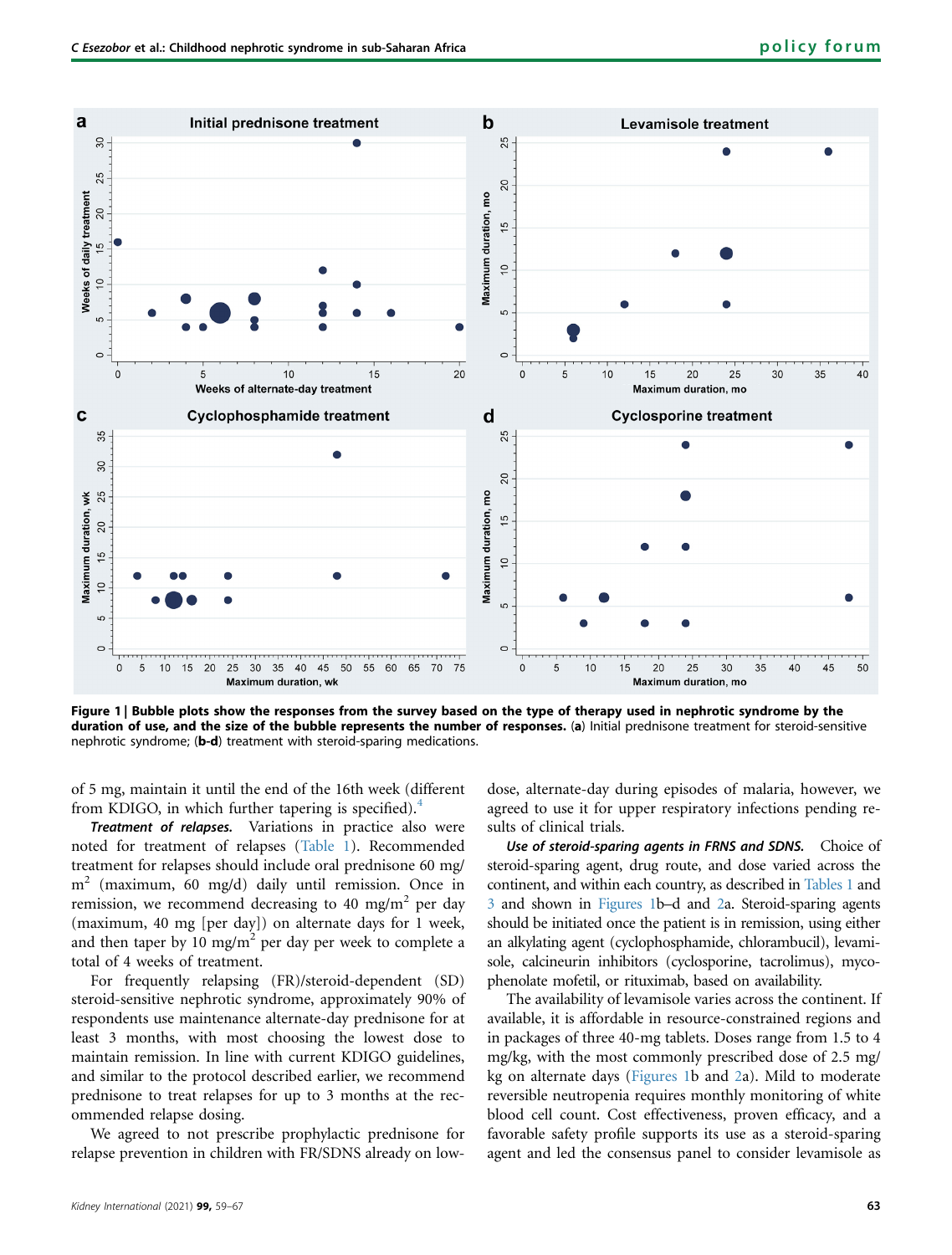**Figure 1 | Bubble plots show the responses from the survey based on the type of therapy used in nephrotic syndrome by the duration of use, and the size of the bubble represents the number of responses.** (**a**) Initial prednisone treatment for steroid-sensitive nephrotic syndrome; (**b-d**) treatment with steroid-sparing medications.

of 5 mg, maintain it until the end of the 16th week (different from KDIGO, in which further tapering is specified).[4]

***Treatment of relapses.*** Variations in practice also were noted for treatment of relapses (Table 1). Recommended treatment for relapses should include oral prednisone 60 mg/$m^2$ (maximum, 60 mg/d) daily until remission. Once in remission, we recommend decreasing to 40 mg/$m^2$ per day (maximum, 40 mg [per day]) on alternate days for 1 week, and then taper by 10 mg/$m^2$ per day per week to complete a total of 4 weeks of treatment.

For frequently relapsing (FR)/steroid-dependent (SD) steroid-sensitive nephrotic syndrome, approximately 90% of respondents use maintenance alternate-day prednisone for at least 3 months, with most choosing the lowest dose to maintain remission. In line with current KDIGO guidelines, and similar to the protocol described earlier, we recommend prednisone to treat relapses for up to 3 months at the recommended relapse dosing.

We agreed to not prescribe prophylactic prednisone for relapse prevention in children with FR/SDNS already on low-dose, alternate-day during episodes of malaria, however, we agreed to use it for upper respiratory infections pending results of clinical trials.

***Use of steroid-sparing agents in FRNS and SDNS.*** Choice of steroid-sparing agent, drug route, and dose varied across the continent, and within each country, as described in Tables 1 and 3 and shown in Figures 1b–d and 2a. Steroid-sparing agents should be initiated once the patient is in remission, using either an alkylating agent (cyclophosphamide, chlorambucil), levamisole, calcineurin inhibitors (cyclosporine, tacrolimus), mycophenolate mofetil, or rituximab, based on availability.

The availability of levamisole varies across the continent. If available, it is affordable in resource-constrained regions and in packages of three 40-mg tablets. Doses range from 1.5 to 4 mg/kg, with the most commonly prescribed dose of 2.5 mg/kg on alternate days (Figures 1b and 2a). Mild to moderate reversible neutropenia requires monthly monitoring of white blood cell count. Cost effectiveness, proven efficacy, and a favorable safety profile supports its use as a steroid-sparing agent and led the consensus panel to consider levamisole as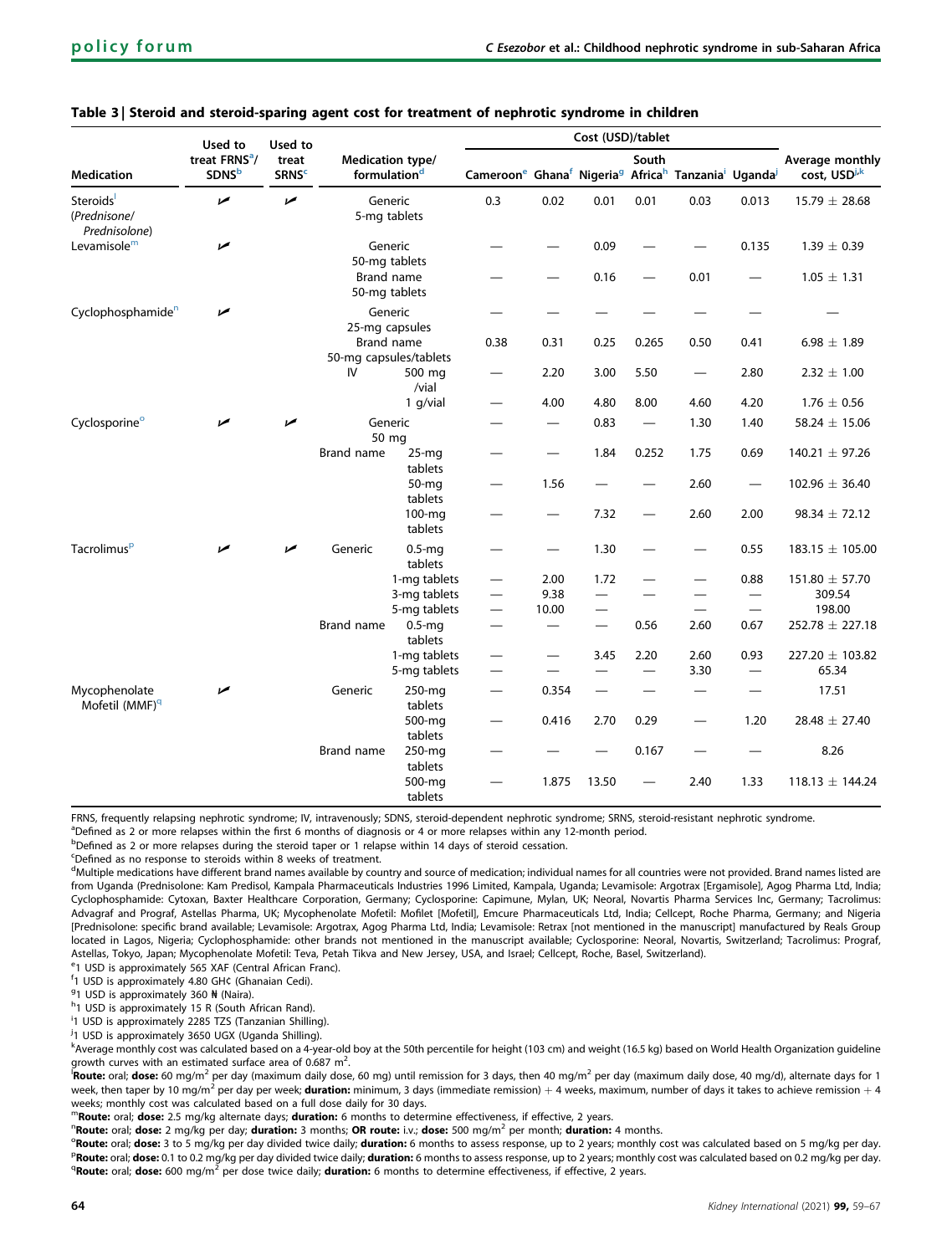**Table 3 | Steroid and steroid-sparing agent cost for treatment of nephrotic syndrome in children**

| Medication | Used to treat FRNS[a]/SDNS[b] | Used to treat SRNS[c] | Medication type/formulation[d] | | Cost (USD)/tablet | | | | | | Average monthly cost, USD[j,k] |
|---|---|---|---|---|---|---|---|---|---|---|---|
| | | | | | Cameroon[e] | Ghana[f] | Nigeria[g] | South Africa[h] | Tanzania[i] | Uganda[j] | |
| Steroids[l] (*Prednisone/ Prednisolone*) | ✓ | ✓ | Generic 5-mg tablets | | 0.3 | 0.02 | 0.01 | 0.01 | 0.03 | 0.013 | 15.79 ± 28.68 |
| Levamisole[m] | ✓ | | Generic 50-mg tablets | | — | — | 0.09 | — | — | 0.135 | 1.39 ± 0.39 |
| | | | Brand name 50-mg tablets | | — | — | 0.16 | — | 0.01 | — | 1.05 ± 1.31 |
| Cyclophosphamide[n] | ✓ | | Generic 25-mg capsules | | — | — | — | — | — | — | — |
| | | | Brand name 50-mg capsules/tablets | | 0.38 | 0.31 | 0.25 | 0.265 | 0.50 | 0.41 | 6.98 ± 1.89 |
| | | | IV | 500 mg /vial | — | 2.20 | 3.00 | 5.50 | — | 2.80 | 2.32 ± 1.00 |
| | | | | 1 g/vial | — | 4.00 | 4.80 | 8.00 | 4.60 | 4.20 | 1.76 ± 0.56 |
| Cyclosporine[o] | ✓ | ✓ | Generic 50 mg | | — | — | 0.83 | — | 1.30 | 1.40 | 58.24 ± 15.06 |
| | | | Brand name | 25-mg tablets | — | — | 1.84 | 0.252 | 1.75 | 0.69 | 140.21 ± 97.26 |
| | | | | 50-mg tablets | — | 1.56 | — | — | 2.60 | — | 102.96 ± 36.40 |
| | | | | 100-mg tablets | — | — | 7.32 | — | 2.60 | 2.00 | 98.34 ± 72.12 |
| Tacrolimus[p] | ✓ | ✓ | Generic | 0.5-mg tablets | — | — | 1.30 | — | — | 0.55 | 183.15 ± 105.00 |
| | | | | 1-mg tablets | — | 2.00 | 1.72 | — | — | 0.88 | 151.80 ± 57.70 |
| | | | | 3-mg tablets | — | 9.38 | — | — | — | — | 309.54 |
| | | | | 5-mg tablets | — | 10.00 | — | | — | — | 198.00 |
| | | | Brand name | 0.5-mg tablets | — | — | — | 0.56 | 2.60 | 0.67 | 252.78 ± 227.18 |
| | | | | 1-mg tablets | — | — | 3.45 | 2.20 | 2.60 | 0.93 | 227.20 ± 103.82 |
| | | | | 5-mg tablets | — | — | — | — | 3.30 | — | 65.34 |
| Mycophenolate Mofetil (MMF)[q] | ✓ | | Generic | 250-mg tablets | — | 0.354 | — | — | — | — | 17.51 |
| | | | | 500-mg tablets | — | 0.416 | 2.70 | 0.29 | — | 1.20 | 28.48 ± 27.40 |
| | | | Brand name | 250-mg tablets | — | — | — | 0.167 | — | — | 8.26 |
| | | | | 500-mg tablets | — | 1.875 | 13.50 | — | 2.40 | 1.33 | 118.13 ± 144.24 |

FRNS, frequently relapsing nephrotic syndrome; IV, intravenously; SDNS, steroid-dependent nephrotic syndrome; SRNS, steroid-resistant nephrotic syndrome.

[a]Defined as 2 or more relapses within the first 6 months of diagnosis or 4 or more relapses within any 12-month period.

[b]Defined as 2 or more relapses during the steroid taper or 1 relapse within 14 days of steroid cessation.

[c]Defined as no response to steroids within 8 weeks of treatment.

[d]Multiple medications have different brand names available by country and source of medication; individual names for all countries were not provided. Brand names listed are from Uganda (Prednisolone: Kam Predisol, Kampala Pharmaceuticals Industries 1996 Limited, Kampala, Uganda; Levamisole: Argotrax [Ergamisole], Agog Pharma Ltd, India; Cyclophosphamide: Cytoxan, Baxter Healthcare Corporation, Germany; Cyclosporine: Capimune, Mylan, UK; Neoral, Novartis Pharma Services Inc, Germany; Tacrolimus: Advagraf and Prograf, Astellas Pharma, UK; Mycophenolate Mofetil: Mofilet [Mofetil], Emcure Pharmaceuticals Ltd, India; Cellcept, Roche Pharma, Germany; and Nigeria [Prednisolone: specific brand available; Levamisole: Argotrax, Agog Pharma Ltd, India; Levamisole: Retrax [not mentioned in the manuscript] manufactured by Reals Group located in Lagos, Nigeria; Cyclophosphamide: other brands not mentioned in the manuscript available; Cyclosporine: Neoral, Novartis, Switzerland; Tacrolimus: Prograf, Astellas, Tokyo, Japan; Mycophenolate Mofetil: Teva, Petah Tikva and New Jersey, USA, and Israel; Cellcept, Roche, Basel, Switzerland).

[e]1 USD is approximately 565 XAF (Central African Franc).

[f]1 USD is approximately 4.80 GH¢ (Ghanaian Cedi).

[g]1 USD is approximately 360 ₦ (Naira).

[h]1 USD is approximately 15 R (South African Rand).

[i]1 USD is approximately 2285 TZS (Tanzanian Shilling).

[j]1 USD is approximately 3650 UGX (Uganda Shilling).

[k]Average monthly cost was calculated based on a 4-year-old boy at the 50th percentile for height (103 cm) and weight (16.5 kg) based on World Health Organization guideline growth curves with an estimated surface area of 0.687 $m^2$.

[l]**Route:** oral; **dose:** 60 $mg/m^2$ per day (maximum daily dose, 60 mg) until remission for 3 days, then 40 $mg/m^2$ per day (maximum daily dose, 40 mg/d), alternate days for 1 week, then taper by 10 $mg/m^2$ per day per week; **duration:** minimum, 3 days (immediate remission) + 4 weeks, maximum, number of days it takes to achieve remission + 4 weeks; monthly cost was calculated based on a full dose daily for 30 days.

[m]**Route:** oral; **dose:** 2.5 mg/kg alternate days; **duration:** 6 months to determine effectiveness, if effective, 2 years.

[n]**Route:** oral; **dose:** 2 mg/kg per day; **duration:** 3 months; **OR route:** i.v.; **dose:** 500 $mg/m^2$ per month; **duration:** 4 months.

[o]**Route:** oral; **dose:** 3 to 5 mg/kg per day divided twice daily; **duration:** 6 months to assess response, up to 2 years; monthly cost was calculated based on 5 mg/kg per day.

[p]**Route:** oral; **dose:** 0.1 to 0.2 mg/kg per day divided twice daily; **duration:** 6 months to assess response, up to 2 years; monthly cost was calculated based on 0.2 mg/kg per day.

[q]**Route:** oral; **dose:** 600 $mg/m^2$ per dose twice daily; **duration:** 6 months to determine effectiveness, if effective, 2 years.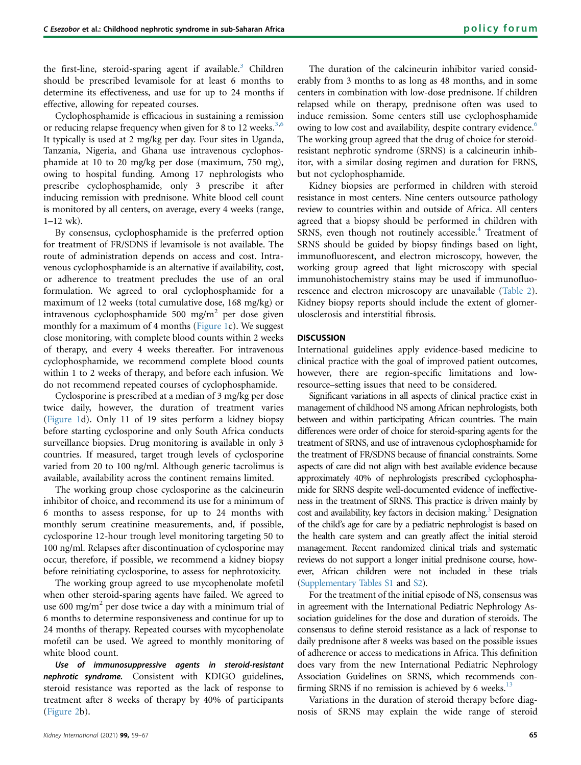the first-line, steroid-sparing agent if available.[3] Children should be prescribed levamisole for at least 6 months to determine its effectiveness, and use for up to 24 months if effective, allowing for repeated courses.

Cyclophosphamide is efficacious in sustaining a remission or reducing relapse frequency when given for 8 to 12 weeks.[3,6] It typically is used at 2 mg/kg per day. Four sites in Uganda, Tanzania, Nigeria, and Ghana use intravenous cyclophosphamide at 10 to 20 mg/kg per dose (maximum, 750 mg), owing to hospital funding. Among 17 nephrologists who prescribe cyclophosphamide, only 3 prescribe it after inducing remission with prednisone. White blood cell count is monitored by all centers, on average, every 4 weeks (range, 1–12 wk).

By consensus, cyclophosphamide is the preferred option for treatment of FR/SDNS if levamisole is not available. The route of administration depends on access and cost. Intravenous cyclophosphamide is an alternative if availability, cost, or adherence to treatment precludes the use of an oral formulation. We agreed to oral cyclophosphamide for a maximum of 12 weeks (total cumulative dose, 168 mg/kg) or intravenous cyclophosphamide 500 $mg/m^2$ per dose given monthly for a maximum of 4 months (Figure 1c). We suggest close monitoring, with complete blood counts within 2 weeks of therapy, and every 4 weeks thereafter. For intravenous cyclophosphamide, we recommend complete blood counts within 1 to 2 weeks of therapy, and before each infusion. We do not recommend repeated courses of cyclophosphamide.

Cyclosporine is prescribed at a median of 3 mg/kg per dose twice daily, however, the duration of treatment varies (Figure 1d). Only 11 of 19 sites perform a kidney biopsy before starting cyclosporine and only South Africa conducts surveillance biopsies. Drug monitoring is available in only 3 countries. If measured, target trough levels of cyclosporine varied from 20 to 100 ng/ml. Although generic tacrolimus is available, availability across the continent remains limited.

The working group chose cyclosporine as the calcineurin inhibitor of choice, and recommend its use for a minimum of 6 months to assess response, for up to 24 months with monthly serum creatinine measurements, and, if possible, cyclosporine 12-hour trough level monitoring targeting 50 to 100 ng/ml. Relapses after discontinuation of cyclosporine may occur, therefore, if possible, we recommend a kidney biopsy before reinitiating cyclosporine, to assess for nephrotoxicity.

The working group agreed to use mycophenolate mofetil when other steroid-sparing agents have failed. We agreed to use 600 $mg/m^2$ per dose twice a day with a minimum trial of 6 months to determine responsiveness and continue for up to 24 months of therapy. Repeated courses with mycophenolate mofetil can be used. We agreed to monthly monitoring of white blood count.

***Use of immunosuppressive agents in steroid-resistant nephrotic syndrome.*** Consistent with KDIGO guidelines, steroid resistance was reported as the lack of response to treatment after 8 weeks of therapy by 40% of participants (Figure 2b).

The duration of the calcineurin inhibitor varied considerably from 3 months to as long as 48 months, and in some centers in combination with low-dose prednisone. If children relapsed while on therapy, prednisone often was used to induce remission. Some centers still use cyclophosphamide owing to low cost and availability, despite contrary evidence.[6] The working group agreed that the drug of choice for steroid-resistant nephrotic syndrome (SRNS) is a calcineurin inhibitor, with a similar dosing regimen and duration for FRNS, but not cyclophosphamide.

Kidney biopsies are performed in children with steroid resistance in most centers. Nine centers outsource pathology review to countries within and outside of Africa. All centers agreed that a biopsy should be performed in children with SRNS, even though not routinely accessible.[4] Treatment of SRNS should be guided by biopsy findings based on light, immunofluorescent, and electron microscopy, however, the working group agreed that light microscopy with special immunohistochemistry stains may be used if immunofluorescence and electron microscopy are unavailable (Table 2). Kidney biopsy reports should include the extent of glomerulosclerosis and interstitial fibrosis.

## DISCUSSION

International guidelines apply evidence-based medicine to clinical practice with the goal of improved patient outcomes, however, there are region-specific limitations and low-resource–setting issues that need to be considered.

Significant variations in all aspects of clinical practice exist in management of childhood NS among African nephrologists, both between and within participating African countries. The main differences were order of choice for steroid-sparing agents for the treatment of SRNS, and use of intravenous cyclophosphamide for the treatment of FR/SDNS because of financial constraints. Some aspects of care did not align with best available evidence because approximately 40% of nephrologists prescribed cyclophosphamide for SRNS despite well-documented evidence of ineffectiveness in the treatment of SRNS. This practice is driven mainly by cost and availability, key factors in decision making.[3] Designation of the child's age for care by a pediatric nephrologist is based on the health care system and can greatly affect the initial steroid management. Recent randomized clinical trials and systematic reviews do not support a longer initial prednisone course, however, African children were not included in these trials (Supplementary Tables S1 and S2).

For the treatment of the initial episode of NS, consensus was in agreement with the International Pediatric Nephrology Association guidelines for the dose and duration of steroids. The consensus to define steroid resistance as a lack of response to daily prednisone after 8 weeks was based on the possible issues of adherence or access to medications in Africa. This definition does vary from the new International Pediatric Nephrology Association Guidelines on SRNS, which recommends confirming SRNS if no remission is achieved by 6 weeks.[13]

Variations in the duration of steroid therapy before diagnosis of SRNS may explain the wide range of steroid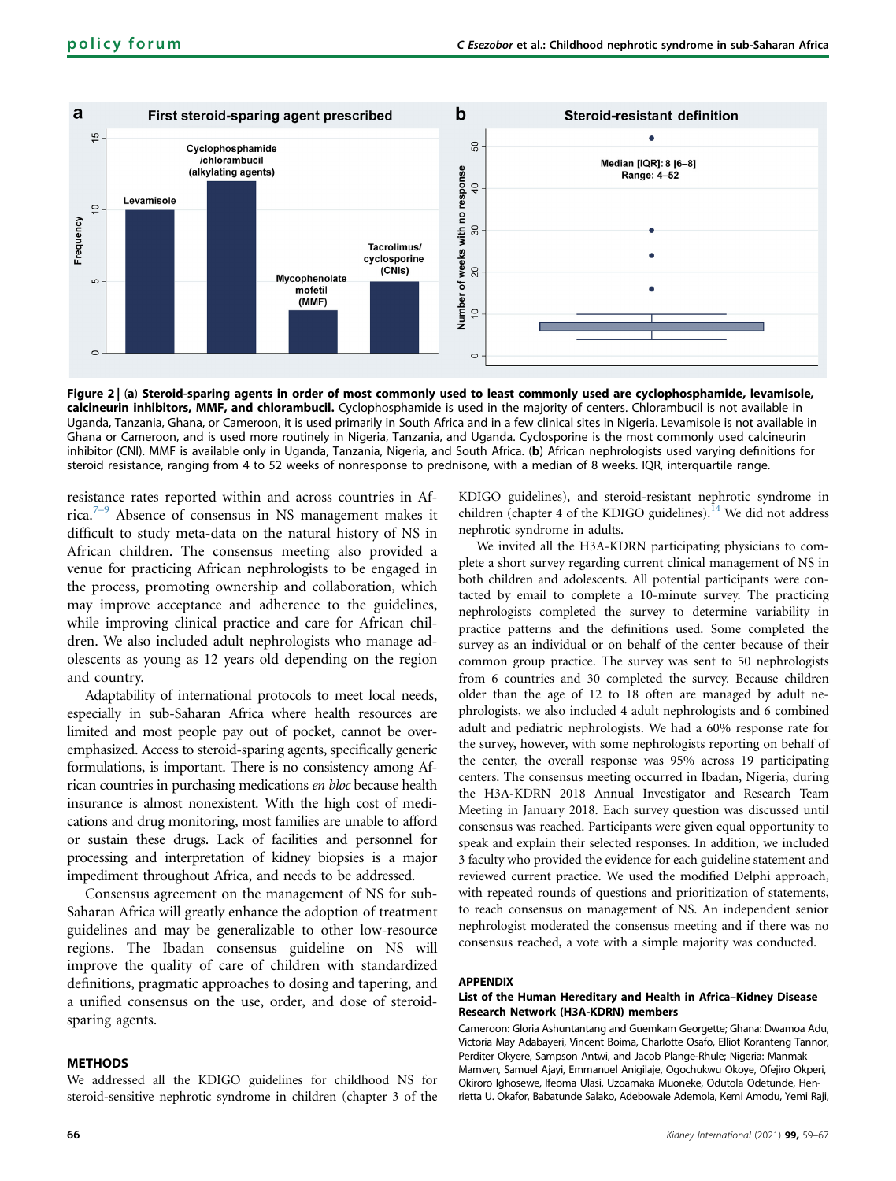Figure 2 | (a) **Steroid-sparing agents in order of most commonly used to least commonly used are cyclophosphamide, levamisole, calcineurin inhibitors, MMF, and chlorambucil.** Cyclophosphamide is used in the majority of centers. Chlorambucil is not available in Uganda, Tanzania, Ghana, or Cameroon, it is used primarily in South Africa and in a few clinical sites in Nigeria. Levamisole is not available in Ghana or Cameroon, and is used more routinely in Nigeria, Tanzania, and Uganda. Cyclosporine is the most commonly used calcineurin inhibitor (CNI). MMF is available only in Uganda, Tanzania, Nigeria, and South Africa. (**b**) African nephrologists used varying definitions for steroid resistance, ranging from 4 to 52 weeks of nonresponse to prednisone, with a median of 8 weeks. IQR, interquartile range.

resistance rates reported within and across countries in Africa.[7–9] Absence of consensus in NS management makes it difficult to study meta-data on the natural history of NS in African children. The consensus meeting also provided a venue for practicing African nephrologists to be engaged in the process, promoting ownership and collaboration, which may improve acceptance and adherence to the guidelines, while improving clinical practice and care for African children. We also included adult nephrologists who manage adolescents as young as 12 years old depending on the region and country.

Adaptability of international protocols to meet local needs, especially in sub-Saharan Africa where health resources are limited and most people pay out of pocket, cannot be overemphasized. Access to steroid-sparing agents, specifically generic formulations, is important. There is no consistency among African countries in purchasing medications *en bloc* because health insurance is almost nonexistent. With the high cost of medications and drug monitoring, most families are unable to afford or sustain these drugs. Lack of facilities and personnel for processing and interpretation of kidney biopsies is a major impediment throughout Africa, and needs to be addressed.

Consensus agreement on the management of NS for sub-Saharan Africa will greatly enhance the adoption of treatment guidelines and may be generalizable to other low-resource regions. The Ibadan consensus guideline on NS will improve the quality of care of children with standardized definitions, pragmatic approaches to dosing and tapering, and a unified consensus on the use, order, and dose of steroid-sparing agents.

## METHODS

We addressed all the KDIGO guidelines for childhood NS for steroid-sensitive nephrotic syndrome in children (chapter 3 of the KDIGO guidelines), and steroid-resistant nephrotic syndrome in children (chapter 4 of the KDIGO guidelines).[14] We did not address nephrotic syndrome in adults.

We invited all the H3A-KDRN participating physicians to complete a short survey regarding current clinical management of NS in both children and adolescents. All potential participants were contacted by email to complete a 10-minute survey. The practicing nephrologists completed the survey to determine variability in practice patterns and the definitions used. Some completed the survey as an individual or on behalf of the center because of their common group practice. The survey was sent to 50 nephrologists from 6 countries and 30 completed the survey. Because children older than the age of 12 to 18 often are managed by adult nephrologists, we also included 4 adult nephrologists and 6 combined adult and pediatric nephrologists. We had a 60% response rate for the survey, however, with some nephrologists reporting on behalf of the center, the overall response was 95% across 19 participating centers. The consensus meeting occurred in Ibadan, Nigeria, during the H3A-KDRN 2018 Annual Investigator and Research Team Meeting in January 2018. Each survey question was discussed until consensus was reached. Participants were given equal opportunity to speak and explain their selected responses. In addition, we included 3 faculty who provided the evidence for each guideline statement and reviewed current practice. We used the modified Delphi approach, with repeated rounds of questions and prioritization of statements, to reach consensus on management of NS. An independent senior nephrologist moderated the consensus meeting and if there was no consensus reached, a vote with a simple majority was conducted.

## APPENDIX

### List of the Human Hereditary and Health in Africa–Kidney Disease Research Network (H3A-KDRN) members

Cameroon: Gloria Ashuntantang and Guemkam Georgette; Ghana: Dwamoa Adu, Victoria May Adabayeri, Vincent Boima, Charlotte Osafo, Elliot Koranteng Tannor, Perditer Okyere, Sampson Antwi, and Jacob Plange-Rhule; Nigeria: Manmak Mamven, Samuel Ajayi, Emmanuel Anigilaje, Ogochukwu Okoye, Ofejiro Okperi, Okiroro Ighosewe, Ifeoma Ulasi, Uzoamaka Muoneke, Odutola Odetunde, Henrietta U. Okafor, Babatunde Salako, Adebowale Ademola, Kemi Amodu, Yemi Raji,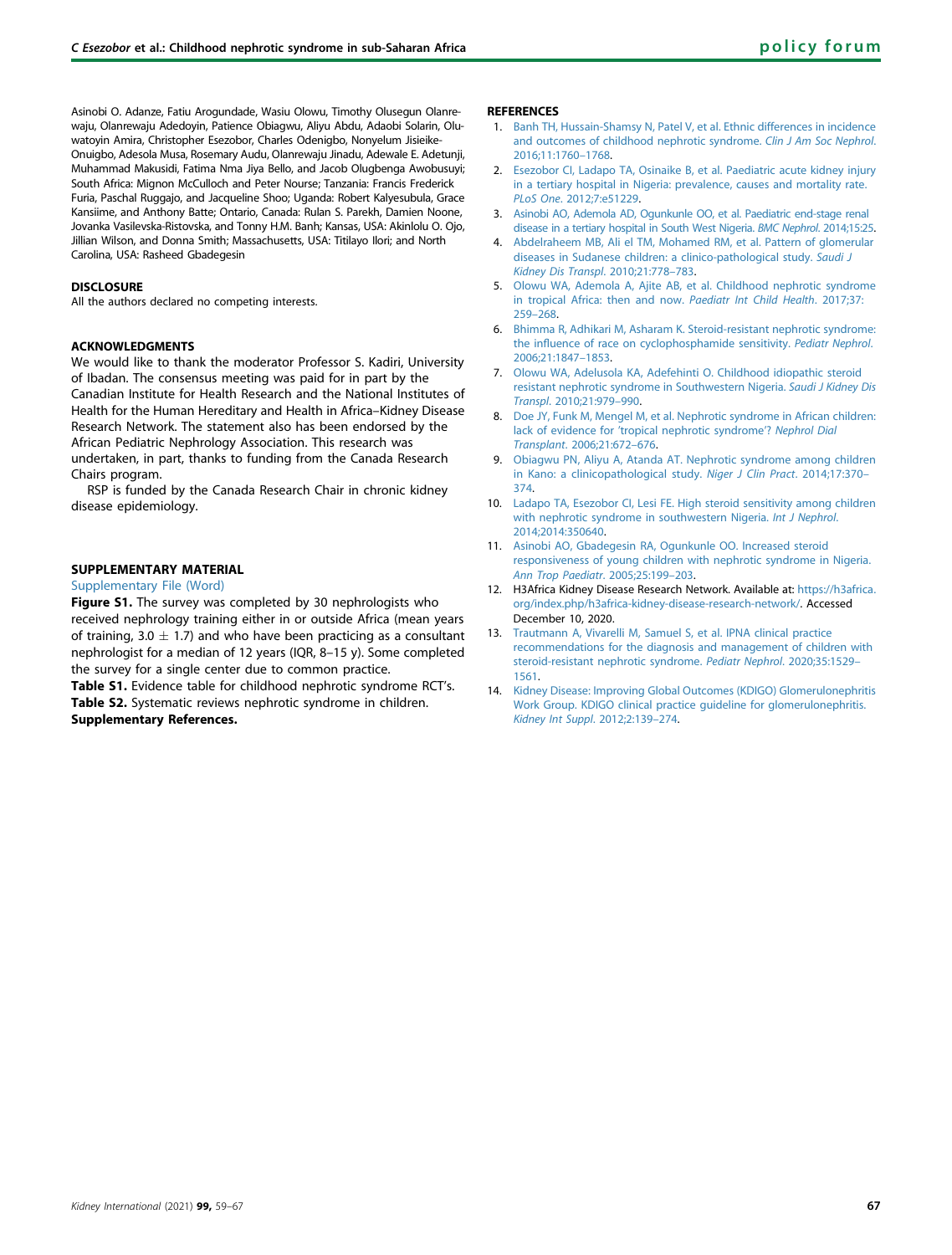Asinobi O. Adanze, Fatiu Arogundade, Wasiu Olowu, Timothy Olusegun Olanrewaju, Olanrewaju Adedoyin, Patience Obiagwu, Aliyu Abdu, Adaobi Solarin, Oluwatoyin Amira, Christopher Esezobor, Charles Odenigbo, Nonyelum Jisieike-Onuigbo, Adesola Musa, Rosemary Audu, Olanrewaju Jinadu, Adewale E. Adetunji, Muhammad Makusidi, Fatima Nma Jiya Bello, and Jacob Olugbenga Awobusuyi; South Africa: Mignon McCulloch and Peter Nourse; Tanzania: Francis Frederick Furia, Paschal Ruggajo, and Jacqueline Shoo; Uganda: Robert Kalyesubula, Grace Kansiime, and Anthony Batte; Ontario, Canada: Rulan S. Parekh, Damien Noone, Jovanka Vasilevska-Ristovska, and Tonny H.M. Banh; Kansas, USA: Akinlolu O. Ojo, Jillian Wilson, and Donna Smith; Massachusetts, USA: Titilayo Ilori; and North Carolina, USA: Rasheed Gbadegesin

## DISCLOSURE

All the authors declared no competing interests.

## ACKNOWLEDGMENTS

We would like to thank the moderator Professor S. Kadiri, University of Ibadan. The consensus meeting was paid for in part by the Canadian Institute for Health Research and the National Institutes of Health for the Human Hereditary and Health in Africa–Kidney Disease Research Network. The statement also has been endorsed by the African Pediatric Nephrology Association. This research was undertaken, in part, thanks to funding from the Canada Research Chairs program.

RSP is funded by the Canada Research Chair in chronic kidney disease epidemiology.

## SUPPLEMENTARY MATERIAL

Supplementary File (Word)

**Figure S1.** The survey was completed by 30 nephrologists who received nephrology training either in or outside Africa (mean years of training, $3.0 \pm 1.7$) and who have been practicing as a consultant nephrologist for a median of 12 years (IQR, 8–15 y). Some completed the survey for a single center due to common practice.

**Table S1.** Evidence table for childhood nephrotic syndrome RCT's.

**Table S2.** Systematic reviews nephrotic syndrome in children.

**Supplementary References.**

## REFERENCES

1. Banh TH, Hussain-Shamsy N, Patel V, et al. Ethnic differences in incidence and outcomes of childhood nephrotic syndrome. *Clin J Am Soc Nephrol*. 2016;11:1760–1768.
2. Esezobor CI, Ladapo TA, Osinaike B, et al. Paediatric acute kidney injury in a tertiary hospital in Nigeria: prevalence, causes and mortality rate. *PLoS One*. 2012;7:e51229.
3. Asinobi AO, Ademola AD, Ogunkunle OO, et al. Paediatric end-stage renal disease in a tertiary hospital in South West Nigeria. *BMC Nephrol*. 2014;15:25.
4. Abdelraheem MB, Ali el TM, Mohamed RM, et al. Pattern of glomerular diseases in Sudanese children: a clinico-pathological study. *Saudi J Kidney Dis Transpl*. 2010;21:778–783.
5. Olowu WA, Ademola A, Ajite AB, et al. Childhood nephrotic syndrome in tropical Africa: then and now. *Paediatr Int Child Health*. 2017;37:259–268.
6. Bhimma R, Adhikari M, Asharam K. Steroid-resistant nephrotic syndrome: the influence of race on cyclophosphamide sensitivity. *Pediatr Nephrol*. 2006;21:1847–1853.
7. Olowu WA, Adelusola KA, Adefehinti O. Childhood idiopathic steroid resistant nephrotic syndrome in Southwestern Nigeria. *Saudi J Kidney Dis Transpl*. 2010;21:979–990.
8. Doe JY, Funk M, Mengel M, et al. Nephrotic syndrome in African children: lack of evidence for 'tropical nephrotic syndrome'? *Nephrol Dial Transplant*. 2006;21:672–676.
9. Obiagwu PN, Aliyu A, Atanda AT. Nephrotic syndrome among children in Kano: a clinicopathological study. *Niger J Clin Pract*. 2014;17:370–374.
10. Ladapo TA, Esezobor CI, Lesi FE. High steroid sensitivity among children with nephrotic syndrome in southwestern Nigeria. *Int J Nephrol*. 2014;2014:350640.
11. Asinobi AO, Gbadegesin RA, Ogunkunle OO. Increased steroid responsiveness of young children with nephrotic syndrome in Nigeria. *Ann Trop Paediatr*. 2005;25:199–203.
12. H3Africa Kidney Disease Research Network. Available at: https://h3africa.org/index.php/h3africa-kidney-disease-research-network/. Accessed December 10, 2020.
13. Trautmann A, Vivarelli M, Samuel S, et al. IPNA clinical practice recommendations for the diagnosis and management of children with steroid-resistant nephrotic syndrome. *Pediatr Nephrol*. 2020;35:1529–1561.
14. Kidney Disease: Improving Global Outcomes (KDIGO) Glomerulonephritis Work Group. KDIGO clinical practice guideline for glomerulonephritis. *Kidney Int Suppl*. 2012;2:139–274.